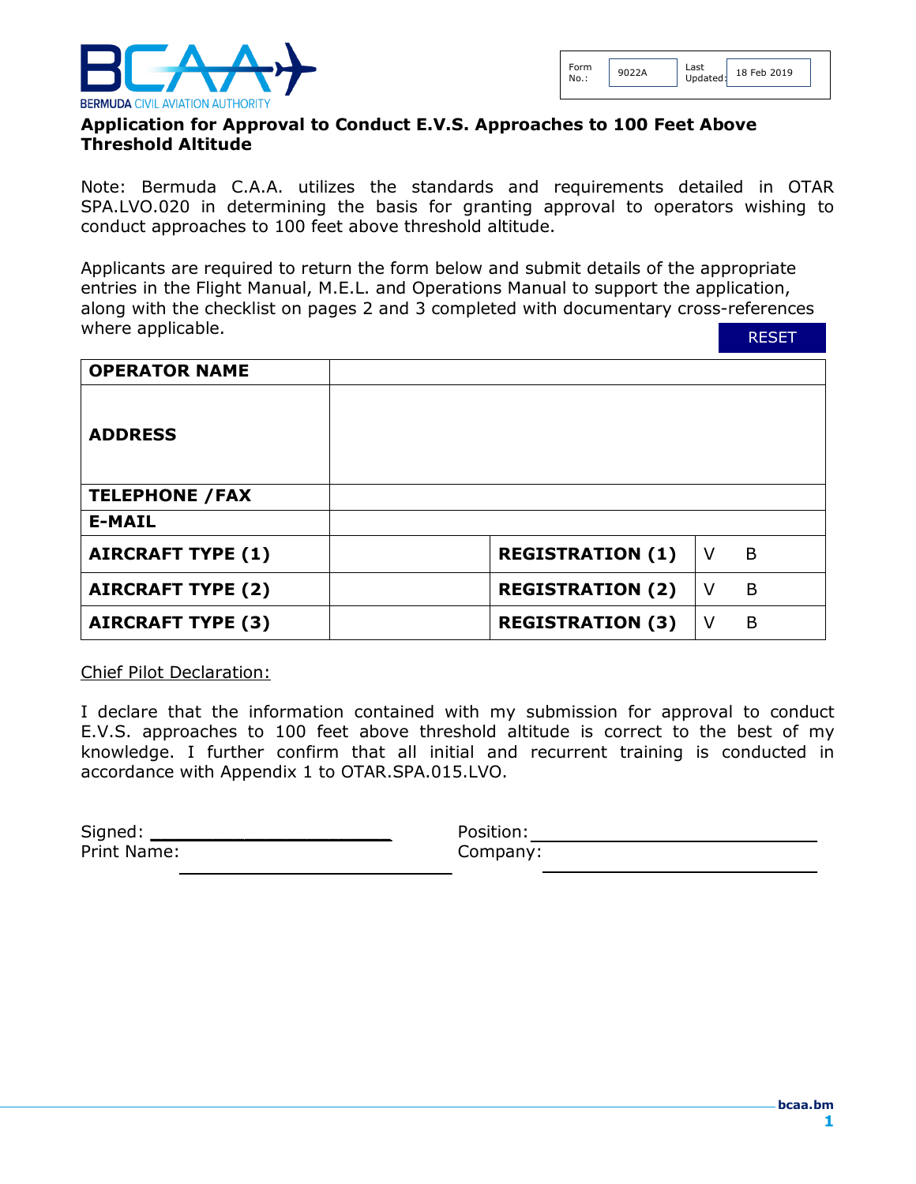BERMUDA CIVIL AVIATION AUTHORITY

| Form No.: | 9022A | Last Updated: | 18 Feb 2019 |
|---|---|---|---|

# Application for Approval to Conduct E.V.S. Approaches to 100 Feet Above Threshold Altitude

Note: Bermuda C.A.A. utilizes the standards and requirements detailed in OTAR SPA.LVO.020 in determining the basis for granting approval to operators wishing to conduct approaches to 100 feet above threshold altitude.

Applicants are required to return the form below and submit details of the appropriate entries in the Flight Manual, M.E.L. and Operations Manual to support the application, along with the checklist on pages 2 and 3 completed with documentary cross-references where applicable.

RESET

| **OPERATOR NAME** | | | |
|---|---|---|---|
| **ADDRESS** | | | |
| **TELEPHONE /FAX** | | | |
| **E-MAIL** | | | |
| **AIRCRAFT TYPE (1)** | | **REGISTRATION (1)** | V B |
| **AIRCRAFT TYPE (2)** | | **REGISTRATION (2)** | V B |
| **AIRCRAFT TYPE (3)** | | **REGISTRATION (3)** | V B |

Chief Pilot Declaration:

I declare that the information contained with my submission for approval to conduct E.V.S. approaches to 100 feet above threshold altitude is correct to the best of my knowledge. I further confirm that all initial and recurrent training is conducted in accordance with Appendix 1 to OTAR.SPA.015.LVO.

Signed: ______________________ Position: ______________________

Print Name: ______________________ Company: ______________________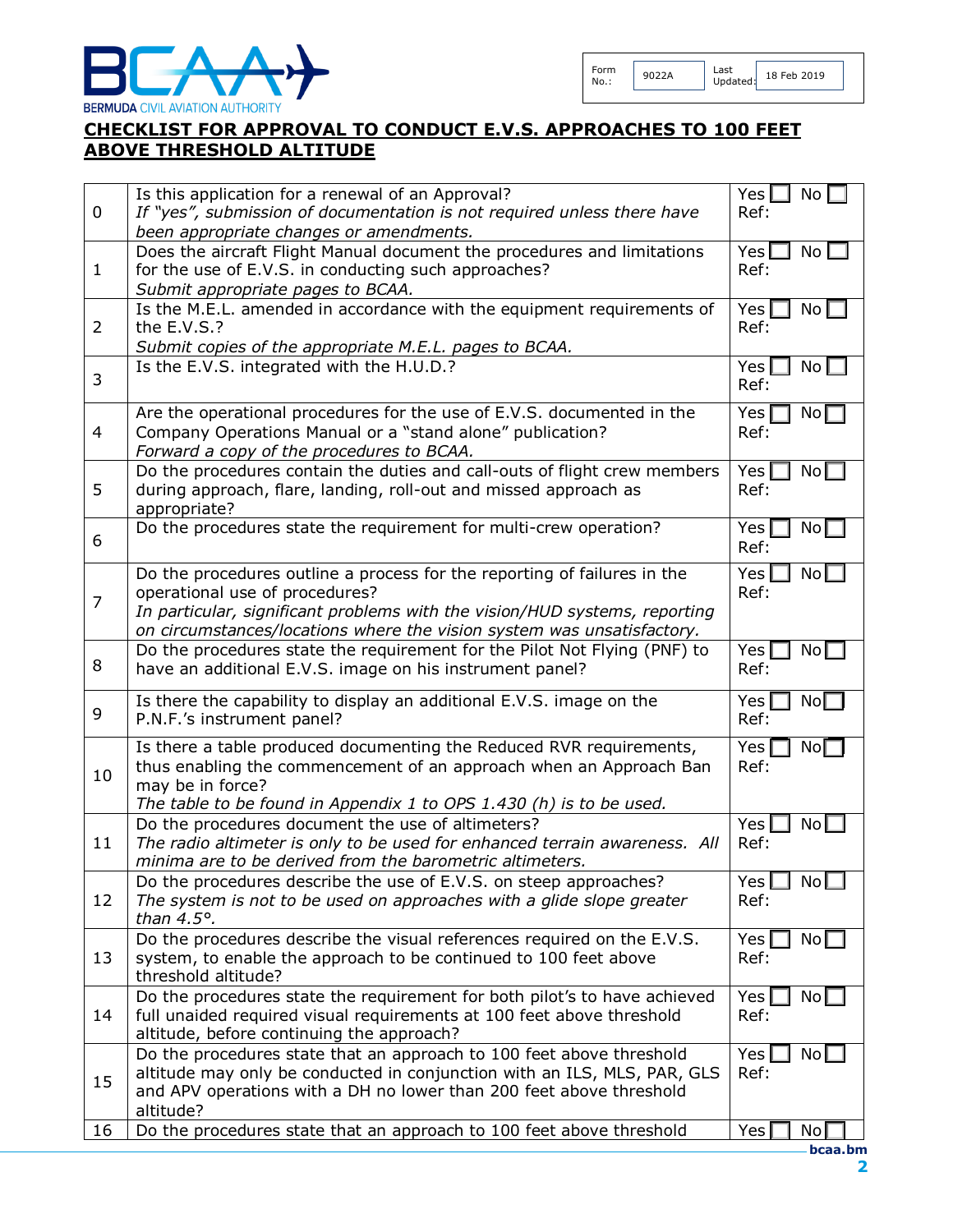| Form No.: | 9022A | Last Updated: | 18 Feb 2019 |
|---|---|---|---|

# CHECKLIST FOR APPROVAL TO CONDUCT E.V.S. APPROACHES TO 100 FEET ABOVE THRESHOLD ALTITUDE

| | | |
|---|---|---|
| 0 | Is this application for a renewal of an Approval?<br>*If "yes", submission of documentation is not required unless there have been appropriate changes or amendments.* | Yes ☐ No ☐<br>Ref: |
| 1 | Does the aircraft Flight Manual document the procedures and limitations for the use of E.V.S. in conducting such approaches?<br>*Submit appropriate pages to BCAA.* | Yes ☐ No ☐<br>Ref: |
| 2 | Is the M.E.L. amended in accordance with the equipment requirements of the E.V.S.?<br>*Submit copies of the appropriate M.E.L. pages to BCAA.* | Yes ☐ No ☐<br>Ref: |
| 3 | Is the E.V.S. integrated with the H.U.D.? | Yes ☐ No ☐<br>Ref: |
| 4 | Are the operational procedures for the use of E.V.S. documented in the Company Operations Manual or a "stand alone" publication?<br>*Forward a copy of the procedures to BCAA.* | Yes ☐ No ☐<br>Ref: |
| 5 | Do the procedures contain the duties and call-outs of flight crew members during approach, flare, landing, roll-out and missed approach as appropriate? | Yes ☐ No ☐<br>Ref: |
| 6 | Do the procedures state the requirement for multi-crew operation? | Yes ☐ No ☐<br>Ref: |
| 7 | Do the procedures outline a process for the reporting of failures in the operational use of procedures?<br>*In particular, significant problems with the vision/HUD systems, reporting on circumstances/locations where the vision system was unsatisfactory.* | Yes ☐ No ☐<br>Ref: |
| 8 | Do the procedures state the requirement for the Pilot Not Flying (PNF) to have an additional E.V.S. image on his instrument panel? | Yes ☐ No ☐<br>Ref: |
| 9 | Is there the capability to display an additional E.V.S. image on the P.N.F.'s instrument panel? | Yes ☐ No ☐<br>Ref: |
| 10 | Is there a table produced documenting the Reduced RVR requirements, thus enabling the commencement of an approach when an Approach Ban may be in force?<br>*The table to be found in Appendix 1 to OPS 1.430 (h) is to be used.* | Yes ☐ No ☐<br>Ref: |
| 11 | Do the procedures document the use of altimeters?<br>*The radio altimeter is only to be used for enhanced terrain awareness. All minima are to be derived from the barometric altimeters.* | Yes ☐ No ☐<br>Ref: |
| 12 | Do the procedures describe the use of E.V.S. on steep approaches?<br>*The system is not to be used on approaches with a glide slope greater than 4.5°.* | Yes ☐ No ☐<br>Ref: |
| 13 | Do the procedures describe the visual references required on the E.V.S. system, to enable the approach to be continued to 100 feet above threshold altitude? | Yes ☐ No ☐<br>Ref: |
| 14 | Do the procedures state the requirement for both pilot's to have achieved full unaided required visual requirements at 100 feet above threshold altitude, before continuing the approach? | Yes ☐ No ☐<br>Ref: |
| 15 | Do the procedures state that an approach to 100 feet above threshold altitude may only be conducted in conjunction with an ILS, MLS, PAR, GLS and APV operations with a DH no lower than 200 feet above threshold altitude? | Yes ☐ No ☐<br>Ref: |
| 16 | Do the procedures state that an approach to 100 feet above threshold | Yes ☐ No ☐ |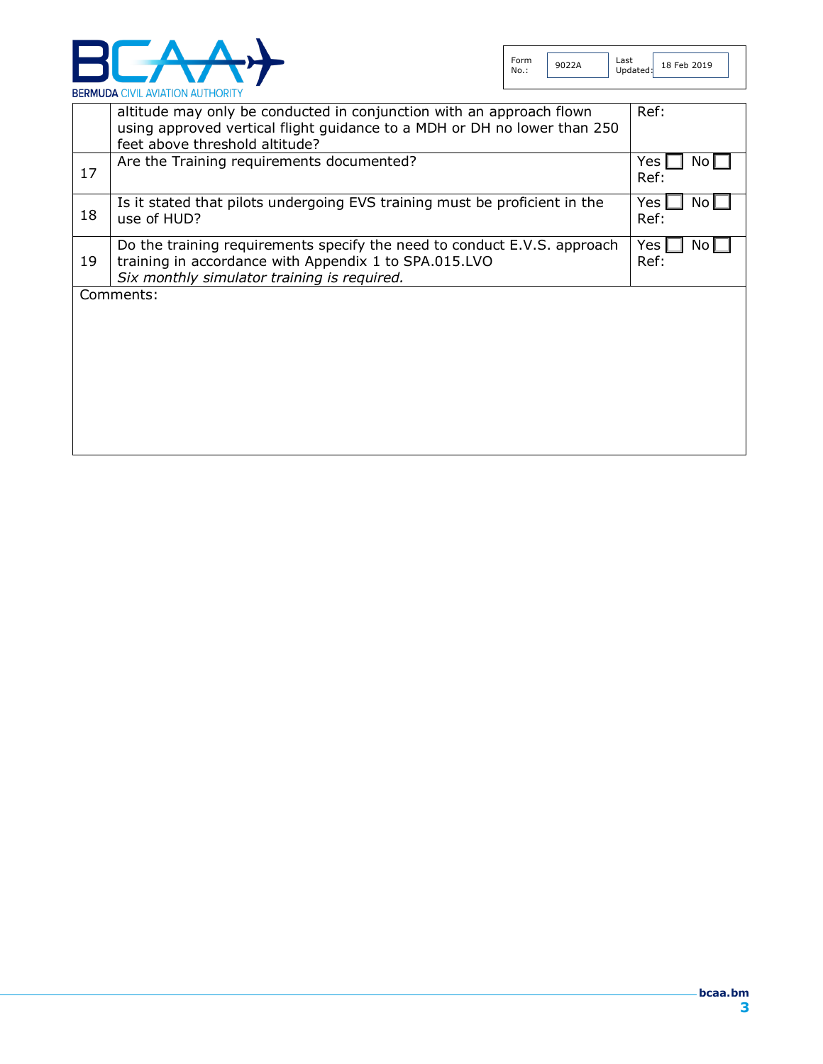| | | |
|---|---|---|
| | altitude may only be conducted in conjunction with an approach flown using approved vertical flight guidance to a MDH or DH no lower than 250 feet above threshold altitude? | Ref: |
| 17 | Are the Training requirements documented? | Yes ☐ No ☐<br>Ref: |
| 18 | Is it stated that pilots undergoing EVS training must be proficient in the use of HUD? | Yes ☐ No ☐<br>Ref: |
| 19 | Do the training requirements specify the need to conduct E.V.S. approach training in accordance with Appendix 1 to SPA.015.LVO<br>*Six monthly simulator training is required.* | Yes ☐ No ☐<br>Ref: |

Comments: